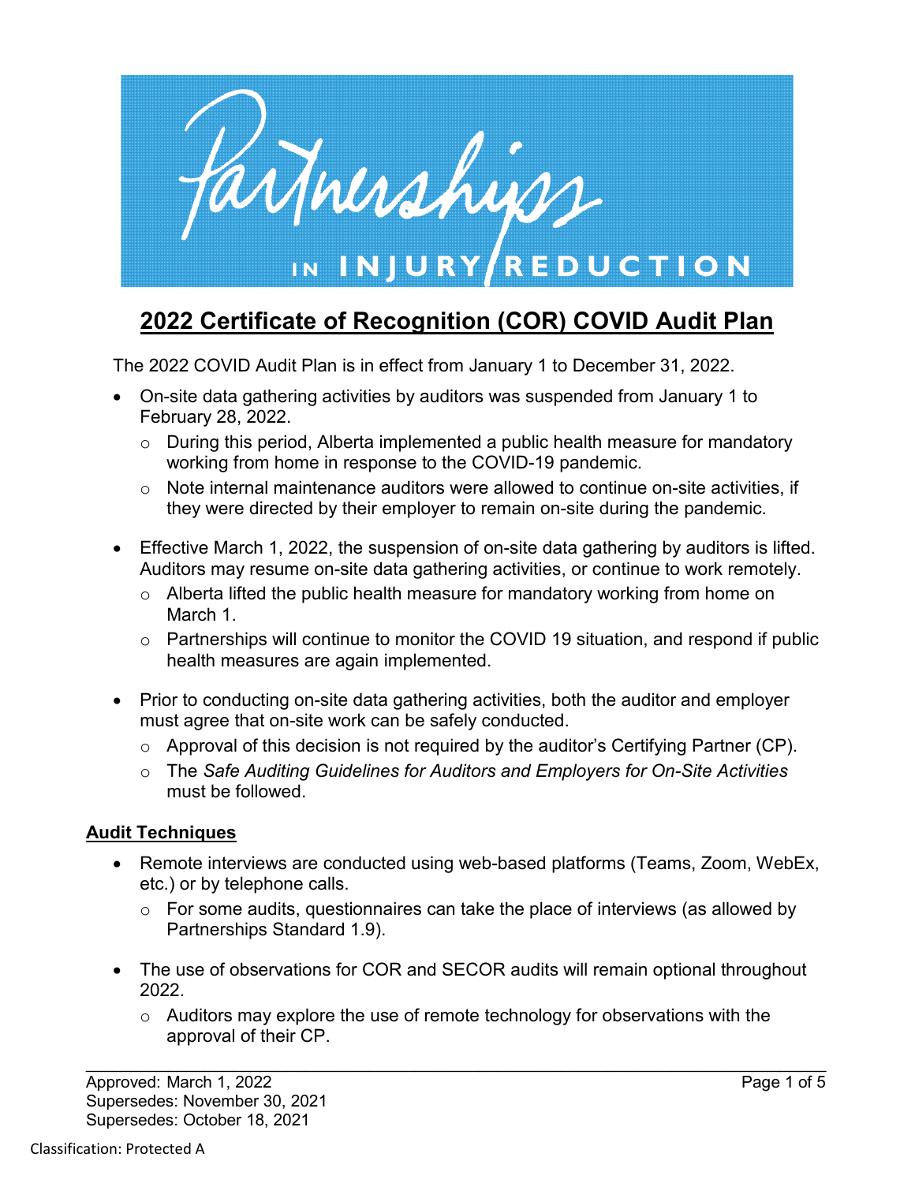Partnerships IN INJURY REDUCTION

# 2022 Certificate of Recognition (COR) COVID Audit Plan

The 2022 COVID Audit Plan is in effect from January 1 to December 31, 2022.

- On-site data gathering activities by auditors was suspended from January 1 to February 28, 2022.
  - During this period, Alberta implemented a public health measure for mandatory working from home in response to the COVID-19 pandemic.
  - Note internal maintenance auditors were allowed to continue on-site activities, if they were directed by their employer to remain on-site during the pandemic.

- Effective March 1, 2022, the suspension of on-site data gathering by auditors is lifted. Auditors may resume on-site data gathering activities, or continue to work remotely.
  - Alberta lifted the public health measure for mandatory working from home on March 1.
  - Partnerships will continue to monitor the COVID 19 situation, and respond if public health measures are again implemented.

- Prior to conducting on-site data gathering activities, both the auditor and employer must agree that on-site work can be safely conducted.
  - Approval of this decision is not required by the auditor's Certifying Partner (CP).
  - The *Safe Auditing Guidelines for Auditors and Employers for On-Site Activities* must be followed.

## Audit Techniques

- Remote interviews are conducted using web-based platforms (Teams, Zoom, WebEx, etc.) or by telephone calls.
  - For some audits, questionnaires can take the place of interviews (as allowed by Partnerships Standard 1.9).

- The use of observations for COR and SECOR audits will remain optional throughout 2022.
  - Auditors may explore the use of remote technology for observations with the approval of their CP.

Approved: March 1, 2022
Supersedes: November 30, 2021
Supersedes: October 18, 2021

Classification: Protected A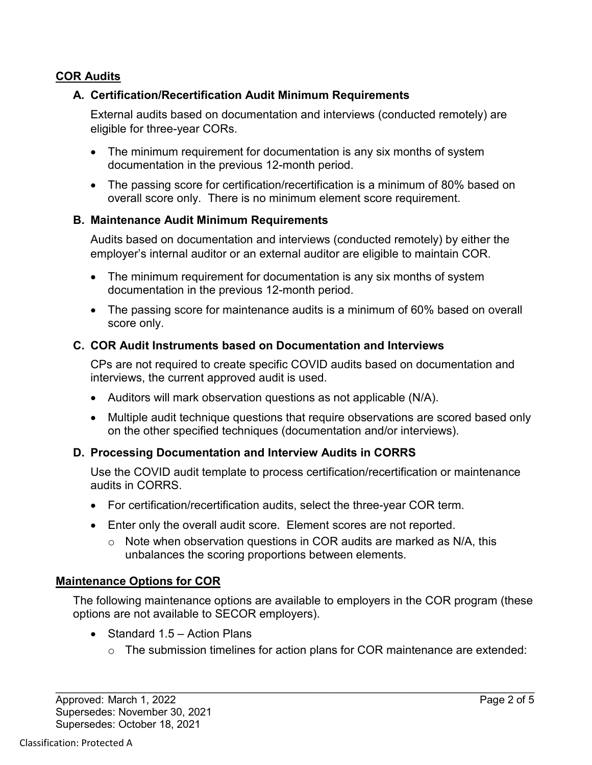## COR Audits

### A. Certification/Recertification Audit Minimum Requirements

External audits based on documentation and interviews (conducted remotely) are eligible for three-year CORs.

- The minimum requirement for documentation is any six months of system documentation in the previous 12-month period.
- The passing score for certification/recertification is a minimum of 80% based on overall score only. There is no minimum element score requirement.

### B. Maintenance Audit Minimum Requirements

Audits based on documentation and interviews (conducted remotely) by either the employer's internal auditor or an external auditor are eligible to maintain COR.

- The minimum requirement for documentation is any six months of system documentation in the previous 12-month period.
- The passing score for maintenance audits is a minimum of 60% based on overall score only.

### C. COR Audit Instruments based on Documentation and Interviews

CPs are not required to create specific COVID audits based on documentation and interviews, the current approved audit is used.

- Auditors will mark observation questions as not applicable (N/A).
- Multiple audit technique questions that require observations are scored based only on the other specified techniques (documentation and/or interviews).

### D. Processing Documentation and Interview Audits in CORRS

Use the COVID audit template to process certification/recertification or maintenance audits in CORRS.

- For certification/recertification audits, select the three-year COR term.
- Enter only the overall audit score. Element scores are not reported.
  - Note when observation questions in COR audits are marked as N/A, this unbalances the scoring proportions between elements.

## Maintenance Options for COR

The following maintenance options are available to employers in the COR program (these options are not available to SECOR employers).

- Standard 1.5 – Action Plans
  - The submission timelines for action plans for COR maintenance are extended:

Approved: March 1, 2022
Supersedes: November 30, 2021
Supersedes: October 18, 2021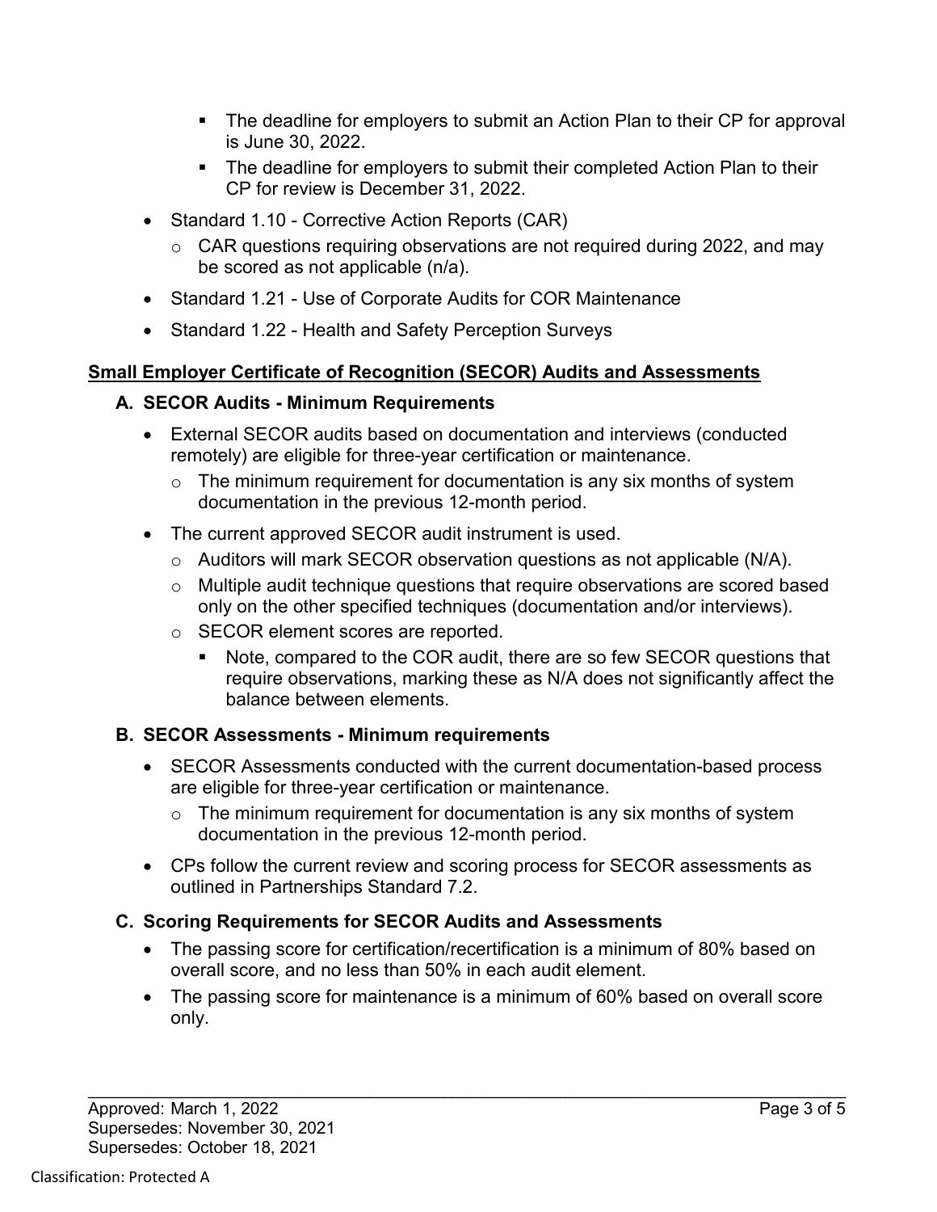- The deadline for employers to submit an Action Plan to their CP for approval is June 30, 2022.
        - The deadline for employers to submit their completed Action Plan to their CP for review is December 31, 2022.
- Standard 1.10 - Corrective Action Reports (CAR)
    - CAR questions requiring observations are not required during 2022, and may be scored as not applicable (n/a).
- Standard 1.21 - Use of Corporate Audits for COR Maintenance
- Standard 1.22 - Health and Safety Perception Surveys

## Small Employer Certificate of Recognition (SECOR) Audits and Assessments

### A. SECOR Audits - Minimum Requirements

- External SECOR audits based on documentation and interviews (conducted remotely) are eligible for three-year certification or maintenance.
    - The minimum requirement for documentation is any six months of system documentation in the previous 12-month period.
- The current approved SECOR audit instrument is used.
    - Auditors will mark SECOR observation questions as not applicable (N/A).
    - Multiple audit technique questions that require observations are scored based only on the other specified techniques (documentation and/or interviews).
    - SECOR element scores are reported.
        - Note, compared to the COR audit, there are so few SECOR questions that require observations, marking these as N/A does not significantly affect the balance between elements.

### B. SECOR Assessments - Minimum requirements

- SECOR Assessments conducted with the current documentation-based process are eligible for three-year certification or maintenance.
    - The minimum requirement for documentation is any six months of system documentation in the previous 12-month period.
- CPs follow the current review and scoring process for SECOR assessments as outlined in Partnerships Standard 7.2.

### C. Scoring Requirements for SECOR Audits and Assessments

- The passing score for certification/recertification is a minimum of 80% based on overall score, and no less than 50% in each audit element.
- The passing score for maintenance is a minimum of 60% based on overall score only.

Approved: March 1, 2022
Supersedes: November 30, 2021
Supersedes: October 18, 2021

Classification: Protected A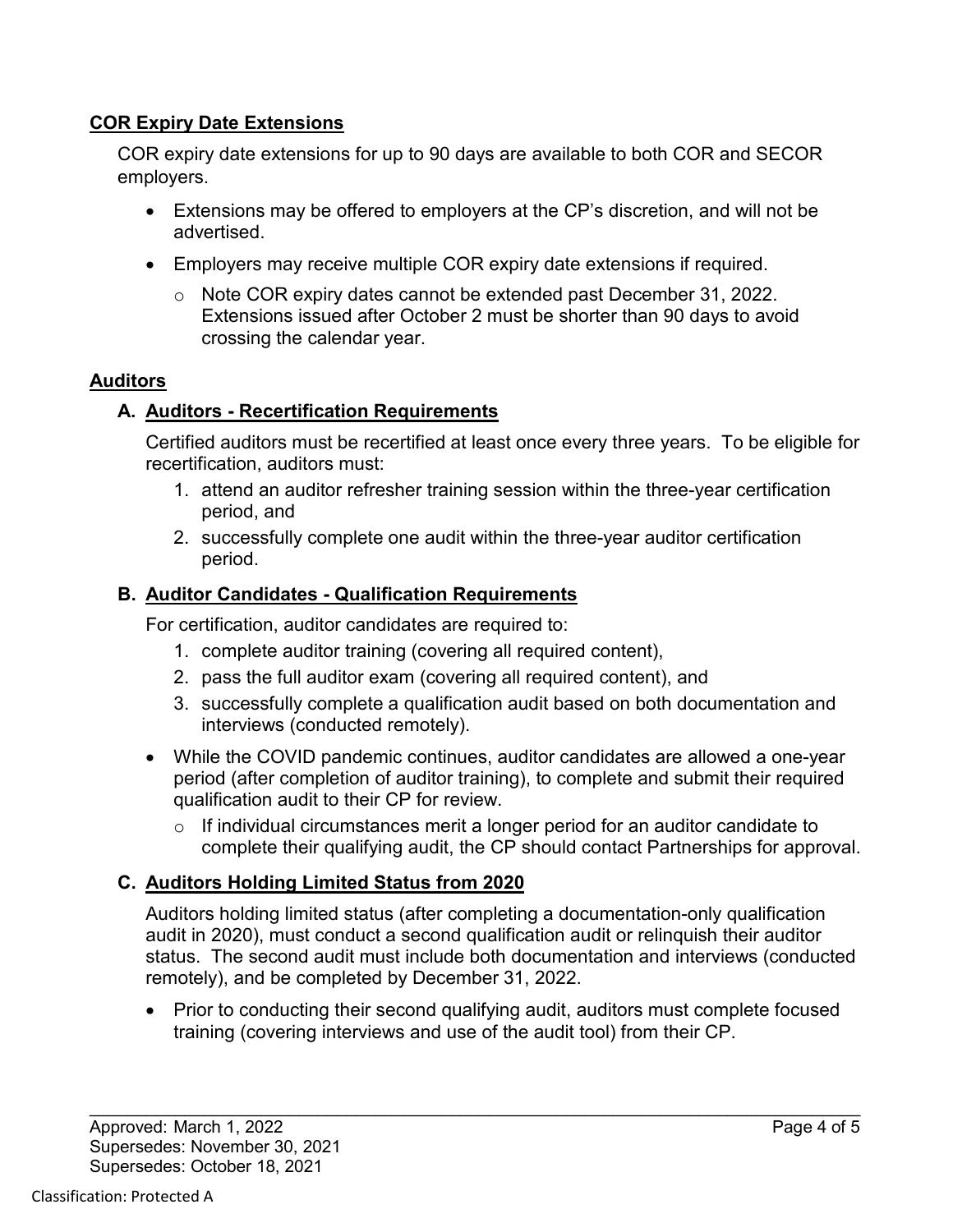## COR Expiry Date Extensions

COR expiry date extensions for up to 90 days are available to both COR and SECOR employers.

- Extensions may be offered to employers at the CP's discretion, and will not be advertised.
- Employers may receive multiple COR expiry date extensions if required.
  - Note COR expiry dates cannot be extended past December 31, 2022. Extensions issued after October 2 must be shorter than 90 days to avoid crossing the calendar year.

## Auditors

### A. Auditors - Recertification Requirements

Certified auditors must be recertified at least once every three years. To be eligible for recertification, auditors must:

1. attend an auditor refresher training session within the three-year certification period, and
2. successfully complete one audit within the three-year auditor certification period.

### B. Auditor Candidates - Qualification Requirements

For certification, auditor candidates are required to:

1. complete auditor training (covering all required content),
2. pass the full auditor exam (covering all required content), and
3. successfully complete a qualification audit based on both documentation and interviews (conducted remotely).

- While the COVID pandemic continues, auditor candidates are allowed a one-year period (after completion of auditor training), to complete and submit their required qualification audit to their CP for review.
  - If individual circumstances merit a longer period for an auditor candidate to complete their qualifying audit, the CP should contact Partnerships for approval.

### C. Auditors Holding Limited Status from 2020

Auditors holding limited status (after completing a documentation-only qualification audit in 2020), must conduct a second qualification audit or relinquish their auditor status. The second audit must include both documentation and interviews (conducted remotely), and be completed by December 31, 2022.

- Prior to conducting their second qualifying audit, auditors must complete focused training (covering interviews and use of the audit tool) from their CP.

Approved: March 1, 2022
Supersedes: November 30, 2021
Supersedes: October 18, 2021

Classification: Protected A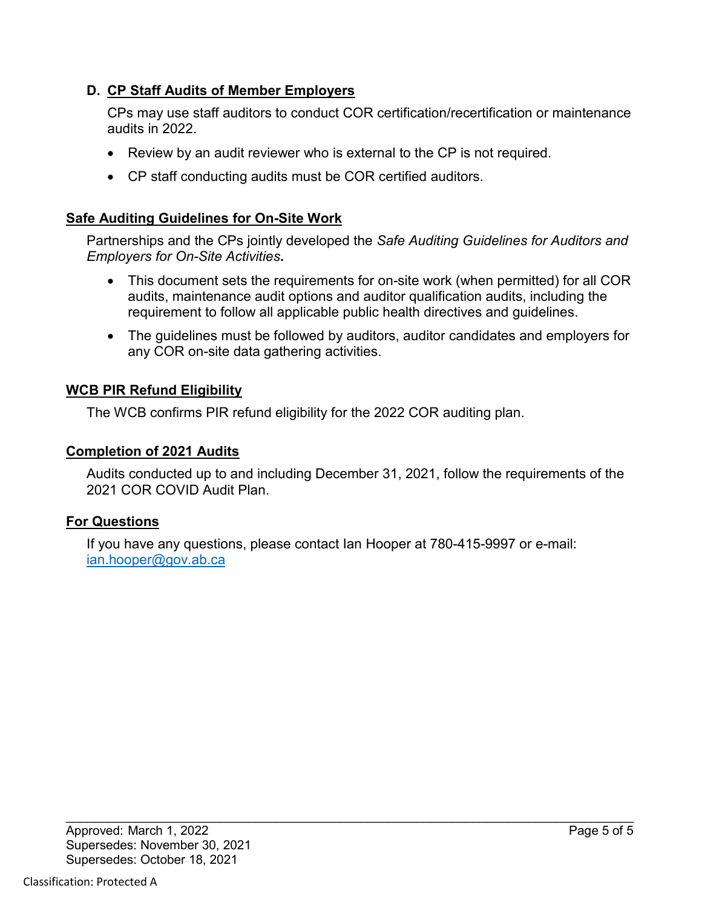**D. CP Staff Audits of Member Employers**

CPs may use staff auditors to conduct COR certification/recertification or maintenance audits in 2022.

- Review by an audit reviewer who is external to the CP is not required.
- CP staff conducting audits must be COR certified auditors.

## Safe Auditing Guidelines for On-Site Work

Partnerships and the CPs jointly developed the *Safe Auditing Guidelines for Auditors and Employers for On-Site Activities***.**

- This document sets the requirements for on-site work (when permitted) for all COR audits, maintenance audit options and auditor qualification audits, including the requirement to follow all applicable public health directives and guidelines.
- The guidelines must be followed by auditors, auditor candidates and employers for any COR on-site data gathering activities.

## WCB PIR Refund Eligibility

The WCB confirms PIR refund eligibility for the 2022 COR auditing plan.

## Completion of 2021 Audits

Audits conducted up to and including December 31, 2021, follow the requirements of the 2021 COR COVID Audit Plan.

## For Questions

If you have any questions, please contact Ian Hooper at 780-415-9997 or e-mail: [ian.hooper@gov.ab.ca](mailto:ian.hooper@gov.ab.ca)

Approved: March 1, 2022
Supersedes: November 30, 2021
Supersedes: October 18, 2021

Classification: Protected A